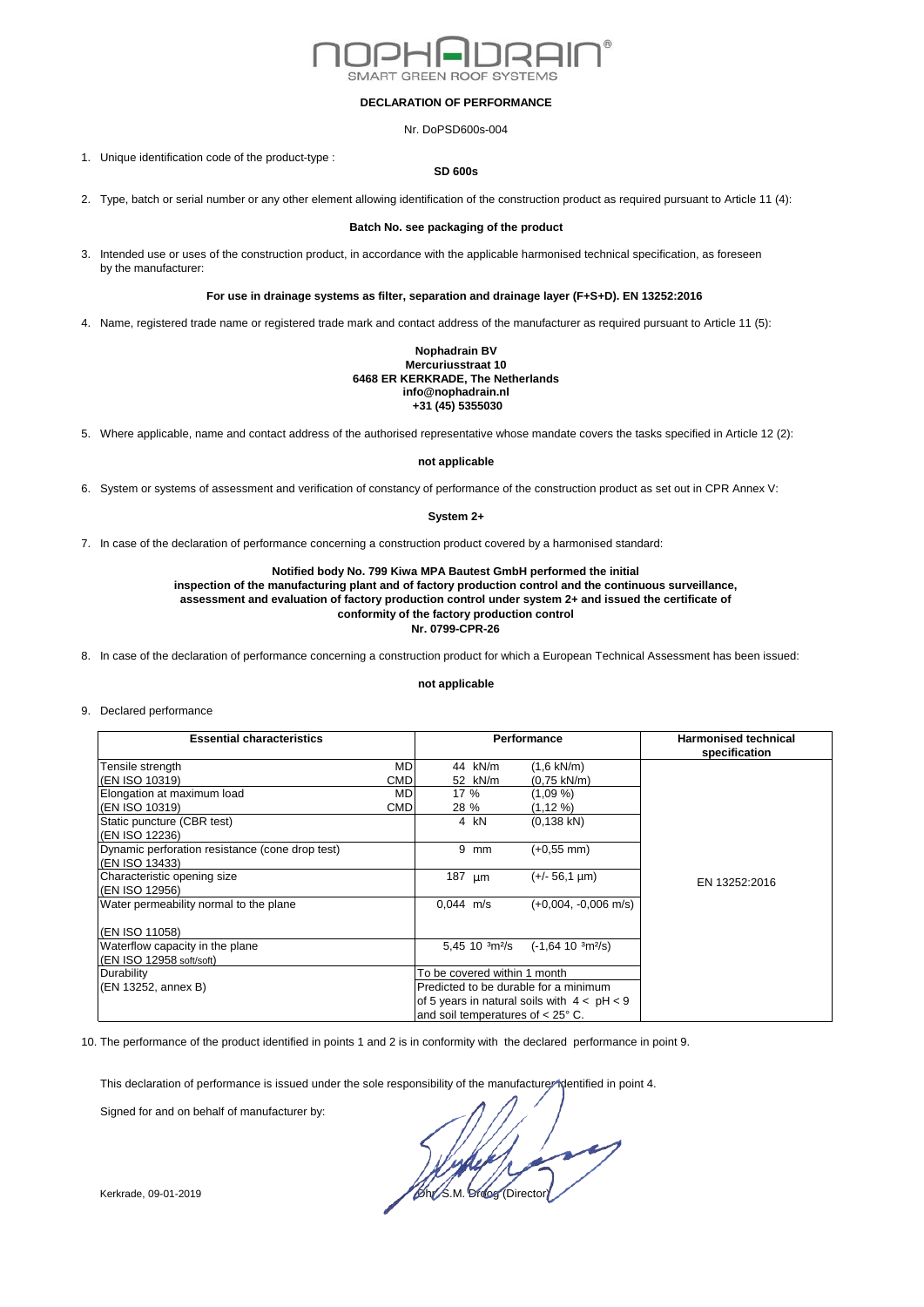NOPHADRAIN®
SMART GREEN ROOF SYSTEMS

# DECLARATION OF PERFORMANCE

Nr. DoPSD600s-004

1. Unique identification code of the product-type :

**SD 600s**

2. Type, batch or serial number or any other element allowing identification of the construction product as required pursuant to Article 11 (4):

**Batch No. see packaging of the product**

3. Intended use or uses of the construction product, in accordance with the applicable harmonised technical specification, as foreseen by the manufacturer:

**For use in drainage systems as filter, separation and drainage layer (F+S+D). EN 13252:2016**

4. Name, registered trade name or registered trade mark and contact address of the manufacturer as required pursuant to Article 11 (5):

**Nophadrain BV**
**Mercuriusstraat 10**
**6468 ER KERKRADE, The Netherlands**
**info@nophadrain.nl**
**+31 (45) 5355030**

5. Where applicable, name and contact address of the authorised representative whose mandate covers the tasks specified in Article 12 (2):

**not applicable**

6. System or systems of assessment and verification of constancy of performance of the construction product as set out in CPR Annex V:

**System 2+**

7. In case of the declaration of performance concerning a construction product covered by a harmonised standard:

**Notified body No. 799 Kiwa MPA Bautest GmbH performed the initial inspection of the manufacturing plant and of factory production control and the continuous surveillance, assessment and evaluation of factory production control under system 2+ and issued the certificate of conformity of the factory production control**
**Nr. 0799-CPR-26**

8. In case of the declaration of performance concerning a construction product for which a European Technical Assessment has been issued:

**not applicable**

9. Declared performance

| Essential characteristics | | Performance | | Harmonised technical specification |
|---|---|---|---|---|
| Tensile strength | MD | 44 kN/m | (1,6 kN/m) | EN 13252:2016 |
| (EN ISO 10319) | CMD | 52 kN/m | (0,75 kN/m) | |
| Elongation at maximum load | MD | 17 % | (1,09 %) | |
| (EN ISO 10319) | CMD | 28 % | (1,12 %) | |
| Static puncture (CBR test) (EN ISO 12236) | | 4 kN | (0,138 kN) | |
| Dynamic perforation resistance (cone drop test) (EN ISO 13433) | | 9 mm | (+0,55 mm) | |
| Characteristic opening size (EN ISO 12956) | | 187 µm | (+/- 56,1 µm) | |
| Water permeability normal to the plane (EN ISO 11058) | | 0,044 m/s | (+0,004, -0,006 m/s) | |
| Waterflow capacity in the plane (EN ISO 12958 soft/soft) | | 5,45 10 ³m²/s | (-1,64 10 ³m²/s) | |
| Durability (EN 13252, annex B) | | To be covered within 1 month. Predicted to be durable for a minimum of 5 years in natural soils with $4 < pH < 9$ and soil temperatures of < 25° C. | | |

10. The performance of the product identified in points 1 and 2 is in conformity with the declared performance in point 9.

This declaration of performance is issued under the sole responsibility of the manufacturer identified in point 4.

Signed for and on behalf of manufacturer by:

Kerkrade, 09-01-2019

Drs. S.M. Droog (Director)